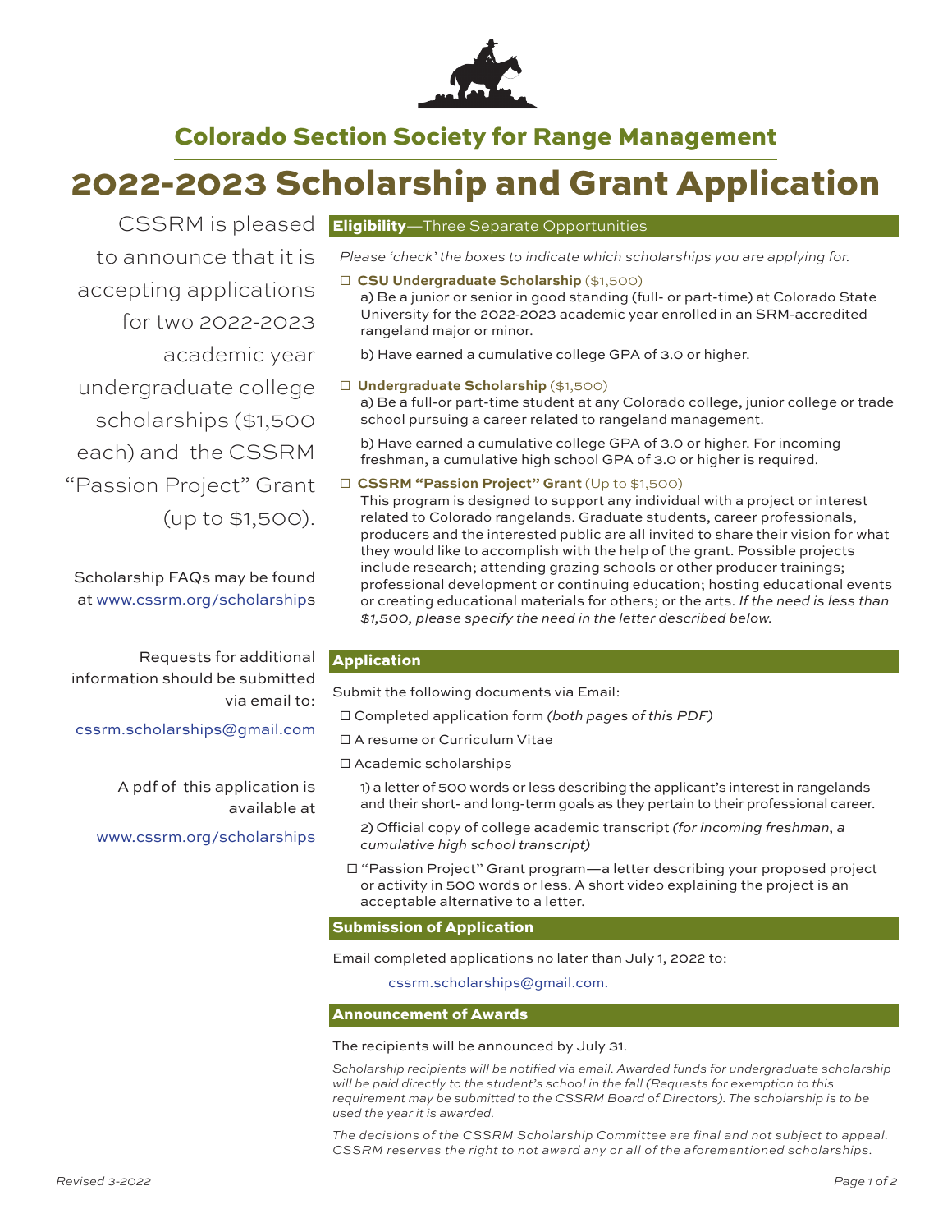# Colorado Section Society for Range Management

# 2022-2023 Scholarship and Grant Application

CSSRM is pleased to announce that it is accepting applications for two 2022-2023 academic year undergraduate college scholarships ($1,500 each) and the CSSRM "Passion Project" Grant (up to $1,500).

Scholarship FAQs may be found at www.cssrm.org/scholarships

Requests for additional information should be submitted via email to:

cssrm.scholarships@gmail.com

A pdf of this application is available at

www.cssrm.org/scholarships

## Eligibility—Three Separate Opportunities

*Please 'check' the boxes to indicate which scholarships you are applying for.*

☐ **CSU Undergraduate Scholarship** ($1,500)

a) Be a junior or senior in good standing (full- or part-time) at Colorado State University for the 2022-2023 academic year enrolled in an SRM-accredited rangeland major or minor.

b) Have earned a cumulative college GPA of 3.0 or higher.

☐ **Undergraduate Scholarship** ($1,500)

a) Be a full-or part-time student at any Colorado college, junior college or trade school pursuing a career related to rangeland management.

b) Have earned a cumulative college GPA of 3.0 or higher. For incoming freshman, a cumulative high school GPA of 3.0 or higher is required.

☐ **CSSRM "Passion Project" Grant** (Up to $1,500)

This program is designed to support any individual with a project or interest related to Colorado rangelands. Graduate students, career professionals, producers and the interested public are all invited to share their vision for what they would like to accomplish with the help of the grant. Possible projects include research; attending grazing schools or other producer trainings; professional development or continuing education; hosting educational events or creating educational materials for others; or the arts. *If the need is less than $1,500, please specify the need in the letter described below.*

## Application

Submit the following documents via Email:

☐ Completed application form *(both pages of this PDF)*

☐ A resume or Curriculum Vitae

☐ Academic scholarships

1) a letter of 500 words or less describing the applicant's interest in rangelands and their short- and long-term goals as they pertain to their professional career.

2) Official copy of college academic transcript *(for incoming freshman, a cumulative high school transcript)*

☐ "Passion Project" Grant program—a letter describing your proposed project or activity in 500 words or less. A short video explaining the project is an acceptable alternative to a letter.

## Submission of Application

Email completed applications no later than July 1, 2022 to:

cssrm.scholarships@gmail.com.

## Announcement of Awards

The recipients will be announced by July 31.

*Scholarship recipients will be notified via email. Awarded funds for undergraduate scholarship will be paid directly to the student's school in the fall (Requests for exemption to this requirement may be submitted to the CSSRM Board of Directors). The scholarship is to be used the year it is awarded.*

*The decisions of the CSSRM Scholarship Committee are final and not subject to appeal. CSSRM reserves the right to not award any or all of the aforementioned scholarships.*

*Revised 3-2022*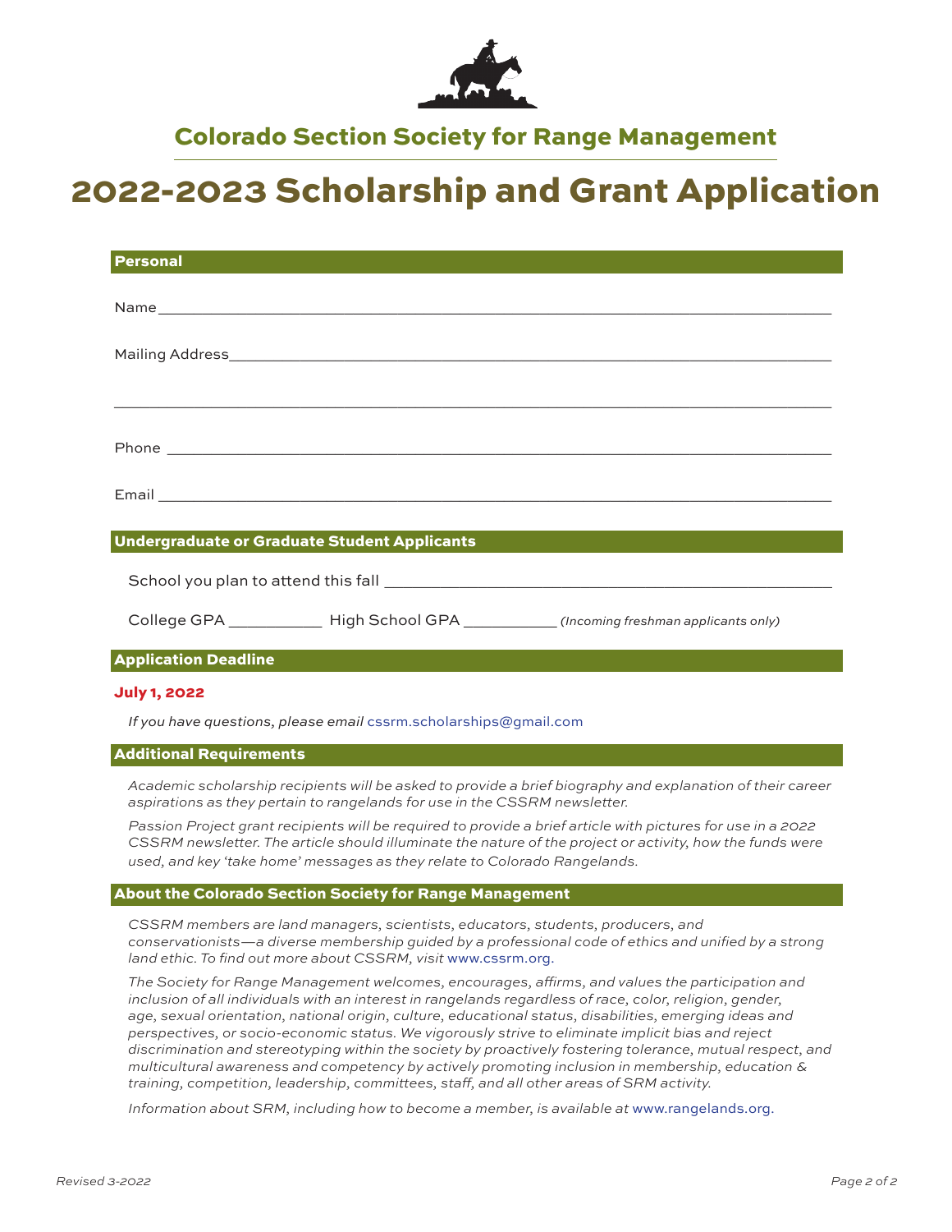## Colorado Section Society for Range Management

# 2022-2023 Scholarship and Grant Application

### Personal

Name ____________________________________________________________

Mailing Address ____________________________________________________________

____________________________________________________________

Phone ____________________________________________________________

Email ____________________________________________________________

### Undergraduate or Graduate Student Applicants

School you plan to attend this fall ____________________________________________

College GPA __________ High School GPA __________ *(Incoming freshman applicants only)*

### Application Deadline

**July 1, 2022**

*If you have questions, please email* cssrm.scholarships@gmail.com

### Additional Requirements

*Academic scholarship recipients will be asked to provide a brief biography and explanation of their career aspirations as they pertain to rangelands for use in the CSSRM newsletter.*

*Passion Project grant recipients will be required to provide a brief article with pictures for use in a 2022 CSSRM newsletter. The article should illuminate the nature of the project or activity, how the funds were used, and key 'take home' messages as they relate to Colorado Rangelands.*

### About the Colorado Section Society for Range Management

*CSSRM members are land managers, scientists, educators, students, producers, and conservationists—a diverse membership guided by a professional code of ethics and unified by a strong land ethic. To find out more about CSSRM, visit* www.cssrm.org.

*The Society for Range Management welcomes, encourages, affirms, and values the participation and inclusion of all individuals with an interest in rangelands regardless of race, color, religion, gender, age, sexual orientation, national origin, culture, educational status, disabilities, emerging ideas and perspectives, or socio-economic status. We vigorously strive to eliminate implicit bias and reject discrimination and stereotyping within the society by proactively fostering tolerance, mutual respect, and multicultural awareness and competency by actively promoting inclusion in membership, education & training, competition, leadership, committees, staff, and all other areas of SRM activity.*

*Information about SRM, including how to become a member, is available at* www.rangelands.org.

*Revised 3-2022*